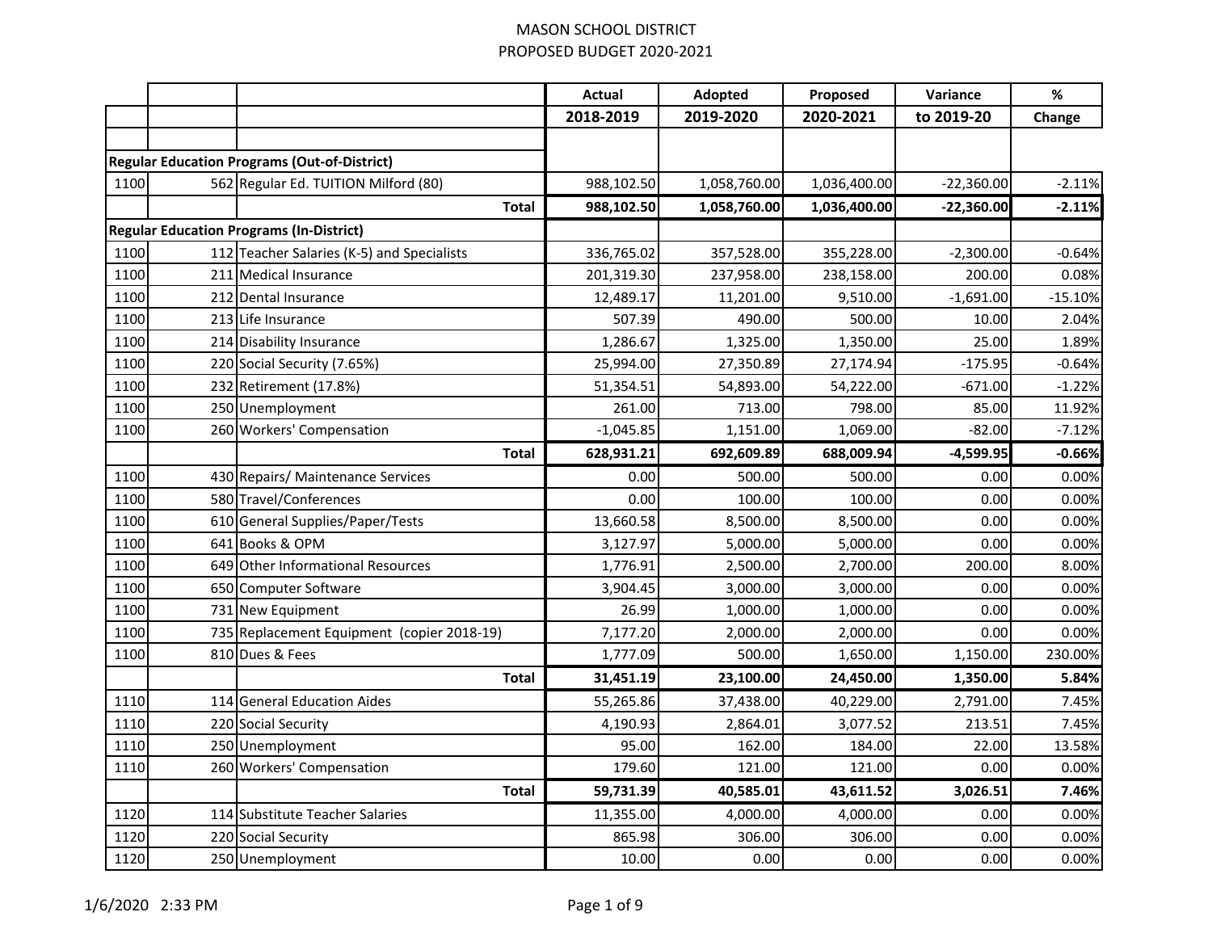# MASON SCHOOL DISTRICT
## PROPOSED BUDGET 2020-2021

| | | | Actual 2018-2019 | Adopted 2019-2020 | Proposed 2020-2021 | Variance to 2019-20 | % Change |
|---|---|---|---|---|---|---|---|
| **Regular Education Programs (Out-of-District)** | | | | | | | |
| 1100 | 562 | Regular Ed. TUITION Milford (80) | 988,102.50 | 1,058,760.00 | 1,036,400.00 | -22,360.00 | -2.11% |
| | | **Total** | **988,102.50** | **1,058,760.00** | **1,036,400.00** | **-22,360.00** | **-2.11%** |
| **Regular Education Programs (In-District)** | | | | | | | |
| 1100 | 112 | Teacher Salaries (K-5) and Specialists | 336,765.02 | 357,528.00 | 355,228.00 | -2,300.00 | -0.64% |
| 1100 | 211 | Medical Insurance | 201,319.30 | 237,958.00 | 238,158.00 | 200.00 | 0.08% |
| 1100 | 212 | Dental Insurance | 12,489.17 | 11,201.00 | 9,510.00 | -1,691.00 | -15.10% |
| 1100 | 213 | Life Insurance | 507.39 | 490.00 | 500.00 | 10.00 | 2.04% |
| 1100 | 214 | Disability Insurance | 1,286.67 | 1,325.00 | 1,350.00 | 25.00 | 1.89% |
| 1100 | 220 | Social Security (7.65%) | 25,994.00 | 27,350.89 | 27,174.94 | -175.95 | -0.64% |
| 1100 | 232 | Retirement (17.8%) | 51,354.51 | 54,893.00 | 54,222.00 | -671.00 | -1.22% |
| 1100 | 250 | Unemployment | 261.00 | 713.00 | 798.00 | 85.00 | 11.92% |
| 1100 | 260 | Workers' Compensation | -1,045.85 | 1,151.00 | 1,069.00 | -82.00 | -7.12% |
| | | **Total** | **628,931.21** | **692,609.89** | **688,009.94** | **-4,599.95** | **-0.66%** |
| 1100 | 430 | Repairs/ Maintenance Services | 0.00 | 500.00 | 500.00 | 0.00 | 0.00% |
| 1100 | 580 | Travel/Conferences | 0.00 | 100.00 | 100.00 | 0.00 | 0.00% |
| 1100 | 610 | General Supplies/Paper/Tests | 13,660.58 | 8,500.00 | 8,500.00 | 0.00 | 0.00% |
| 1100 | 641 | Books & OPM | 3,127.97 | 5,000.00 | 5,000.00 | 0.00 | 0.00% |
| 1100 | 649 | Other Informational Resources | 1,776.91 | 2,500.00 | 2,700.00 | 200.00 | 8.00% |
| 1100 | 650 | Computer Software | 3,904.45 | 3,000.00 | 3,000.00 | 0.00 | 0.00% |
| 1100 | 731 | New Equipment | 26.99 | 1,000.00 | 1,000.00 | 0.00 | 0.00% |
| 1100 | 735 | Replacement Equipment (copier 2018-19) | 7,177.20 | 2,000.00 | 2,000.00 | 0.00 | 0.00% |
| 1100 | 810 | Dues & Fees | 1,777.09 | 500.00 | 1,650.00 | 1,150.00 | 230.00% |
| | | **Total** | **31,451.19** | **23,100.00** | **24,450.00** | **1,350.00** | **5.84%** |
| 1110 | 114 | General Education Aides | 55,265.86 | 37,438.00 | 40,229.00 | 2,791.00 | 7.45% |
| 1110 | 220 | Social Security | 4,190.93 | 2,864.01 | 3,077.52 | 213.51 | 7.45% |
| 1110 | 250 | Unemployment | 95.00 | 162.00 | 184.00 | 22.00 | 13.58% |
| 1110 | 260 | Workers' Compensation | 179.60 | 121.00 | 121.00 | 0.00 | 0.00% |
| | | **Total** | **59,731.39** | **40,585.01** | **43,611.52** | **3,026.51** | **7.46%** |
| 1120 | 114 | Substitute Teacher Salaries | 11,355.00 | 4,000.00 | 4,000.00 | 0.00 | 0.00% |
| 1120 | 220 | Social Security | 865.98 | 306.00 | 306.00 | 0.00 | 0.00% |
| 1120 | 250 | Unemployment | 10.00 | 0.00 | 0.00 | 0.00 | 0.00% |

1/6/2020 2:33 PM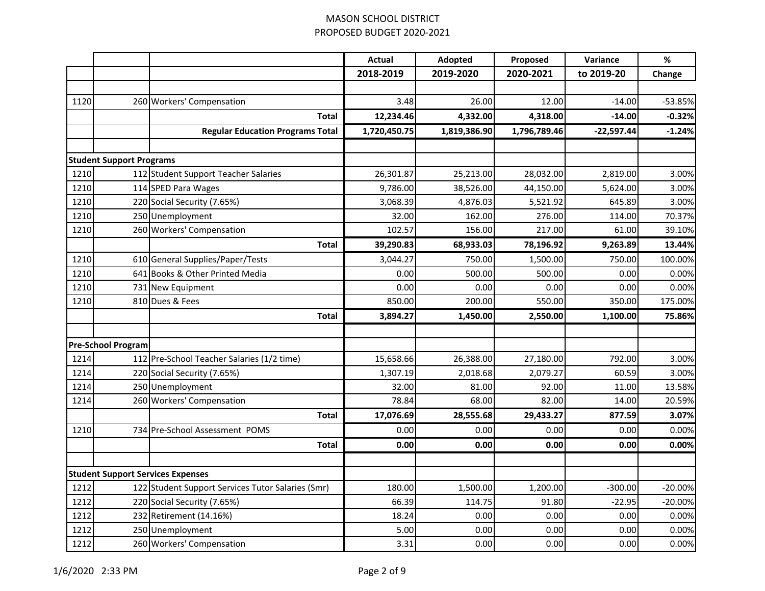MASON SCHOOL DISTRICT
PROPOSED BUDGET 2020-2021

| | | | Actual 2018-2019 | Adopted 2019-2020 | Proposed 2020-2021 | Variance to 2019-20 | % Change |
|---|---|---|---|---|---|---|---|
| | | | | | | | |
| 1120 | 260 | Workers' Compensation | 3.48 | 26.00 | 12.00 | -14.00 | -53.85% |
| | | **Total** | **12,234.46** | **4,332.00** | **4,318.00** | **-14.00** | **-0.32%** |
| | | **Regular Education Programs Total** | **1,720,450.75** | **1,819,386.90** | **1,796,789.46** | **-22,597.44** | **-1.24%** |
| | | | | | | | |
| **Student Support Programs** | | | | | | | |
| 1210 | 112 | Student Support Teacher Salaries | 26,301.87 | 25,213.00 | 28,032.00 | 2,819.00 | 3.00% |
| 1210 | 114 | SPED Para Wages | 9,786.00 | 38,526.00 | 44,150.00 | 5,624.00 | 3.00% |
| 1210 | 220 | Social Security (7.65%) | 3,068.39 | 4,876.03 | 5,521.92 | 645.89 | 3.00% |
| 1210 | 250 | Unemployment | 32.00 | 162.00 | 276.00 | 114.00 | 70.37% |
| 1210 | 260 | Workers' Compensation | 102.57 | 156.00 | 217.00 | 61.00 | 39.10% |
| | | **Total** | **39,290.83** | **68,933.03** | **78,196.92** | **9,263.89** | **13.44%** |
| 1210 | 610 | General Supplies/Paper/Tests | 3,044.27 | 750.00 | 1,500.00 | 750.00 | 100.00% |
| 1210 | 641 | Books & Other Printed Media | 0.00 | 500.00 | 500.00 | 0.00 | 0.00% |
| 1210 | 731 | New Equipment | 0.00 | 0.00 | 0.00 | 0.00 | 0.00% |
| 1210 | 810 | Dues & Fees | 850.00 | 200.00 | 550.00 | 350.00 | 175.00% |
| | | **Total** | **3,894.27** | **1,450.00** | **2,550.00** | **1,100.00** | **75.86%** |
| | | | | | | | |
| **Pre-School Program** | | | | | | | |
| 1214 | 112 | Pre-School Teacher Salaries (1/2 time) | 15,658.66 | 26,388.00 | 27,180.00 | 792.00 | 3.00% |
| 1214 | 220 | Social Security (7.65%) | 1,307.19 | 2,018.68 | 2,079.27 | 60.59 | 3.00% |
| 1214 | 250 | Unemployment | 32.00 | 81.00 | 92.00 | 11.00 | 13.58% |
| 1214 | 260 | Workers' Compensation | 78.84 | 68.00 | 82.00 | 14.00 | 20.59% |
| | | **Total** | **17,076.69** | **28,555.68** | **29,433.27** | **877.59** | **3.07%** |
| 1210 | 734 | Pre-School Assessment POMS | 0.00 | 0.00 | 0.00 | 0.00 | 0.00% |
| | | **Total** | **0.00** | **0.00** | **0.00** | **0.00** | **0.00%** |
| | | | | | | | |
| **Student Support Services Expenses** | | | | | | | |
| 1212 | 122 | Student Support Services Tutor Salaries (Smr) | 180.00 | 1,500.00 | 1,200.00 | -300.00 | -20.00% |
| 1212 | 220 | Social Security (7.65%) | 66.39 | 114.75 | 91.80 | -22.95 | -20.00% |
| 1212 | 232 | Retirement (14.16%) | 18.24 | 0.00 | 0.00 | 0.00 | 0.00% |
| 1212 | 250 | Unemployment | 5.00 | 0.00 | 0.00 | 0.00 | 0.00% |
| 1212 | 260 | Workers' Compensation | 3.31 | 0.00 | 0.00 | 0.00 | 0.00% |

1/6/2020 2:33 PM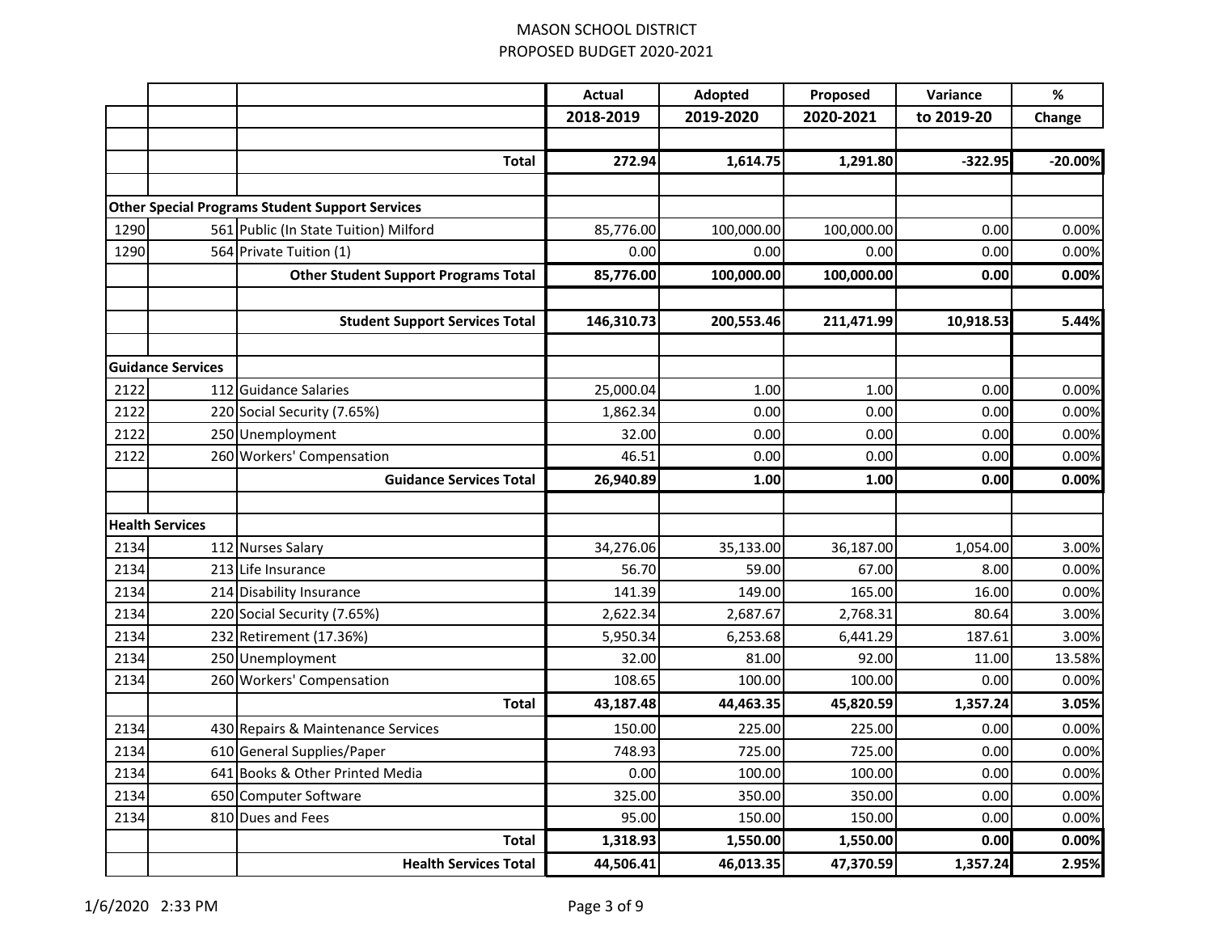# MASON SCHOOL DISTRICT
## PROPOSED BUDGET 2020-2021

| | | | Actual 2018-2019 | Adopted 2019-2020 | Proposed 2020-2021 | Variance to 2019-20 | % Change |
|---|---|---|---|---|---|---|---|
| | | | | | | | |
| | | **Total** | **272.94** | **1,614.75** | **1,291.80** | **-322.95** | **-20.00%** |
| | | | | | | | |
| **Other Special Programs Student Support Services** | | | | | | | |
| 1290 | 561 | Public (In State Tuition) Milford | 85,776.00 | 100,000.00 | 100,000.00 | 0.00 | 0.00% |
| 1290 | 564 | Private Tuition (1) | 0.00 | 0.00 | 0.00 | 0.00 | 0.00% |
| | | **Other Student Support Programs Total** | **85,776.00** | **100,000.00** | **100,000.00** | **0.00** | **0.00%** |
| | | | | | | | |
| | | **Student Support Services Total** | **146,310.73** | **200,553.46** | **211,471.99** | **10,918.53** | **5.44%** |
| | | | | | | | |
| **Guidance Services** | | | | | | | |
| 2122 | 112 | Guidance Salaries | 25,000.04 | 1.00 | 1.00 | 0.00 | 0.00% |
| 2122 | 220 | Social Security (7.65%) | 1,862.34 | 0.00 | 0.00 | 0.00 | 0.00% |
| 2122 | 250 | Unemployment | 32.00 | 0.00 | 0.00 | 0.00 | 0.00% |
| 2122 | 260 | Workers' Compensation | 46.51 | 0.00 | 0.00 | 0.00 | 0.00% |
| | | **Guidance Services Total** | **26,940.89** | **1.00** | **1.00** | **0.00** | **0.00%** |
| | | | | | | | |
| **Health Services** | | | | | | | |
| 2134 | 112 | Nurses Salary | 34,276.06 | 35,133.00 | 36,187.00 | 1,054.00 | 3.00% |
| 2134 | 213 | Life Insurance | 56.70 | 59.00 | 67.00 | 8.00 | 0.00% |
| 2134 | 214 | Disability Insurance | 141.39 | 149.00 | 165.00 | 16.00 | 0.00% |
| 2134 | 220 | Social Security (7.65%) | 2,622.34 | 2,687.67 | 2,768.31 | 80.64 | 3.00% |
| 2134 | 232 | Retirement (17.36%) | 5,950.34 | 6,253.68 | 6,441.29 | 187.61 | 3.00% |
| 2134 | 250 | Unemployment | 32.00 | 81.00 | 92.00 | 11.00 | 13.58% |
| 2134 | 260 | Workers' Compensation | 108.65 | 100.00 | 100.00 | 0.00 | 0.00% |
| | | **Total** | **43,187.48** | **44,463.35** | **45,820.59** | **1,357.24** | **3.05%** |
| 2134 | 430 | Repairs & Maintenance Services | 150.00 | 225.00 | 225.00 | 0.00 | 0.00% |
| 2134 | 610 | General Supplies/Paper | 748.93 | 725.00 | 725.00 | 0.00 | 0.00% |
| 2134 | 641 | Books & Other Printed Media | 0.00 | 100.00 | 100.00 | 0.00 | 0.00% |
| 2134 | 650 | Computer Software | 325.00 | 350.00 | 350.00 | 0.00 | 0.00% |
| 2134 | 810 | Dues and Fees | 95.00 | 150.00 | 150.00 | 0.00 | 0.00% |
| | | **Total** | **1,318.93** | **1,550.00** | **1,550.00** | **0.00** | **0.00%** |
| | | **Health Services Total** | **44,506.41** | **46,013.35** | **47,370.59** | **1,357.24** | **2.95%** |

1/6/2020 2:33 PM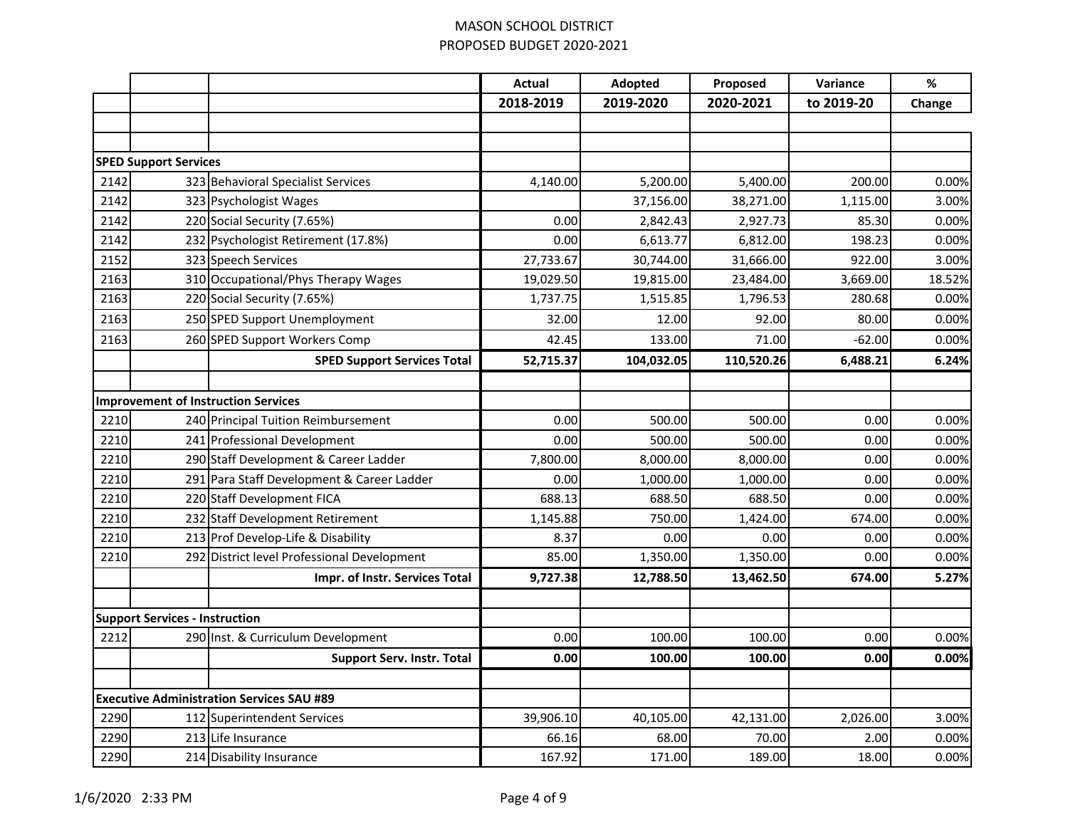MASON SCHOOL DISTRICT
PROPOSED BUDGET 2020-2021

| | | | Actual 2018-2019 | Adopted 2019-2020 | Proposed 2020-2021 | Variance to 2019-20 | % Change |
|---|---|---|---|---|---|---|---|
| | | | | | | | |
| | | | | | | | |
| **SPED Support Services** | | | | | | | |
| 2142 | 323 | Behavioral Specialist Services | 4,140.00 | 5,200.00 | 5,400.00 | 200.00 | 0.00% |
| 2142 | 323 | Psychologist Wages | | 37,156.00 | 38,271.00 | 1,115.00 | 3.00% |
| 2142 | 220 | Social Security (7.65%) | 0.00 | 2,842.43 | 2,927.73 | 85.30 | 0.00% |
| 2142 | 232 | Psychologist Retirement (17.8%) | 0.00 | 6,613.77 | 6,812.00 | 198.23 | 0.00% |
| 2152 | 323 | Speech Services | 27,733.67 | 30,744.00 | 31,666.00 | 922.00 | 3.00% |
| 2163 | 310 | Occupational/Phys Therapy Wages | 19,029.50 | 19,815.00 | 23,484.00 | 3,669.00 | 18.52% |
| 2163 | 220 | Social Security (7.65%) | 1,737.75 | 1,515.85 | 1,796.53 | 280.68 | 0.00% |
| 2163 | 250 | SPED Support Unemployment | 32.00 | 12.00 | 92.00 | 80.00 | 0.00% |
| 2163 | 260 | SPED Support Workers Comp | 42.45 | 133.00 | 71.00 | -62.00 | 0.00% |
| | | **SPED Support Services Total** | **52,715.37** | **104,032.05** | **110,520.26** | **6,488.21** | **6.24%** |
| | | | | | | | |
| **Improvement of Instruction Services** | | | | | | | |
| 2210 | 240 | Principal Tuition Reimbursement | 0.00 | 500.00 | 500.00 | 0.00 | 0.00% |
| 2210 | 241 | Professional Development | 0.00 | 500.00 | 500.00 | 0.00 | 0.00% |
| 2210 | 290 | Staff Development & Career Ladder | 7,800.00 | 8,000.00 | 8,000.00 | 0.00 | 0.00% |
| 2210 | 291 | Para Staff Development & Career Ladder | 0.00 | 1,000.00 | 1,000.00 | 0.00 | 0.00% |
| 2210 | 220 | Staff Development FICA | 688.13 | 688.50 | 688.50 | 0.00 | 0.00% |
| 2210 | 232 | Staff Development Retirement | 1,145.88 | 750.00 | 1,424.00 | 674.00 | 0.00% |
| 2210 | 213 | Prof Develop-Life & Disability | 8.37 | 0.00 | 0.00 | 0.00 | 0.00% |
| 2210 | 292 | District level Professional Development | 85.00 | 1,350.00 | 1,350.00 | 0.00 | 0.00% |
| | | **Impr. of Instr. Services Total** | **9,727.38** | **12,788.50** | **13,462.50** | **674.00** | **5.27%** |
| | | | | | | | |
| **Support Services - Instruction** | | | | | | | |
| 2212 | 290 | Inst. & Curriculum Development | 0.00 | 100.00 | 100.00 | 0.00 | 0.00% |
| | | **Support Serv. Instr. Total** | **0.00** | **100.00** | **100.00** | **0.00** | **0.00%** |
| | | | | | | | |
| **Executive Administration Services SAU #89** | | | | | | | |
| 2290 | 112 | Superintendent Services | 39,906.10 | 40,105.00 | 42,131.00 | 2,026.00 | 3.00% |
| 2290 | 213 | Life Insurance | 66.16 | 68.00 | 70.00 | 2.00 | 0.00% |
| 2290 | 214 | Disability Insurance | 167.92 | 171.00 | 189.00 | 18.00 | 0.00% |

1/6/2020 2:33 PM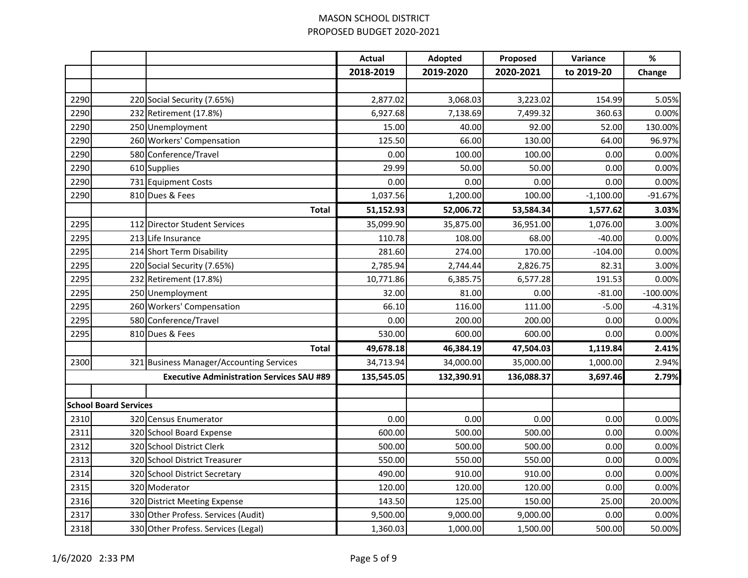MASON SCHOOL DISTRICT
PROPOSED BUDGET 2020-2021

| | | | Actual 2018-2019 | Adopted 2019-2020 | Proposed 2020-2021 | Variance to 2019-20 | % Change |
|---|---|---|---|---|---|---|---|
| 2290 | 220 | Social Security (7.65%) | 2,877.02 | 3,068.03 | 3,223.02 | 154.99 | 5.05% |
| 2290 | 232 | Retirement (17.8%) | 6,927.68 | 7,138.69 | 7,499.32 | 360.63 | 0.00% |
| 2290 | 250 | Unemployment | 15.00 | 40.00 | 92.00 | 52.00 | 130.00% |
| 2290 | 260 | Workers' Compensation | 125.50 | 66.00 | 130.00 | 64.00 | 96.97% |
| 2290 | 580 | Conference/Travel | 0.00 | 100.00 | 100.00 | 0.00 | 0.00% |
| 2290 | 610 | Supplies | 29.99 | 50.00 | 50.00 | 0.00 | 0.00% |
| 2290 | 731 | Equipment Costs | 0.00 | 0.00 | 0.00 | 0.00 | 0.00% |
| 2290 | 810 | Dues & Fees | 1,037.56 | 1,200.00 | 100.00 | -1,100.00 | -91.67% |
| | | **Total** | **51,152.93** | **52,006.72** | **53,584.34** | **1,577.62** | **3.03%** |
| 2295 | 112 | Director Student Services | 35,099.90 | 35,875.00 | 36,951.00 | 1,076.00 | 3.00% |
| 2295 | 213 | Life Insurance | 110.78 | 108.00 | 68.00 | -40.00 | 0.00% |
| 2295 | 214 | Short Term Disability | 281.60 | 274.00 | 170.00 | -104.00 | 0.00% |
| 2295 | 220 | Social Security (7.65%) | 2,785.94 | 2,744.44 | 2,826.75 | 82.31 | 3.00% |
| 2295 | 232 | Retirement (17.8%) | 10,771.86 | 6,385.75 | 6,577.28 | 191.53 | 0.00% |
| 2295 | 250 | Unemployment | 32.00 | 81.00 | 0.00 | -81.00 | -100.00% |
| 2295 | 260 | Workers' Compensation | 66.10 | 116.00 | 111.00 | -5.00 | -4.31% |
| 2295 | 580 | Conference/Travel | 0.00 | 200.00 | 200.00 | 0.00 | 0.00% |
| 2295 | 810 | Dues & Fees | 530.00 | 600.00 | 600.00 | 0.00 | 0.00% |
| | | **Total** | **49,678.18** | **46,384.19** | **47,504.03** | **1,119.84** | **2.41%** |
| 2300 | 321 | Business Manager/Accounting Services | 34,713.94 | 34,000.00 | 35,000.00 | 1,000.00 | 2.94% |
| | | **Executive Administration Services SAU #89** | **135,545.05** | **132,390.91** | **136,088.37** | **3,697.46** | **2.79%** |
| | | | | | | | |
| **School Board Services** | | | | | | | |
| 2310 | 320 | Census Enumerator | 0.00 | 0.00 | 0.00 | 0.00 | 0.00% |
| 2311 | 320 | School Board Expense | 600.00 | 500.00 | 500.00 | 0.00 | 0.00% |
| 2312 | 320 | School District Clerk | 500.00 | 500.00 | 500.00 | 0.00 | 0.00% |
| 2313 | 320 | School District Treasurer | 550.00 | 550.00 | 550.00 | 0.00 | 0.00% |
| 2314 | 320 | School District Secretary | 490.00 | 910.00 | 910.00 | 0.00 | 0.00% |
| 2315 | 320 | Moderator | 120.00 | 120.00 | 120.00 | 0.00 | 0.00% |
| 2316 | 320 | District Meeting Expense | 143.50 | 125.00 | 150.00 | 25.00 | 20.00% |
| 2317 | 330 | Other Profess. Services (Audit) | 9,500.00 | 9,000.00 | 9,000.00 | 0.00 | 0.00% |
| 2318 | 330 | Other Profess. Services (Legal) | 1,360.03 | 1,000.00 | 1,500.00 | 500.00 | 50.00% |

1/6/2020 2:33 PM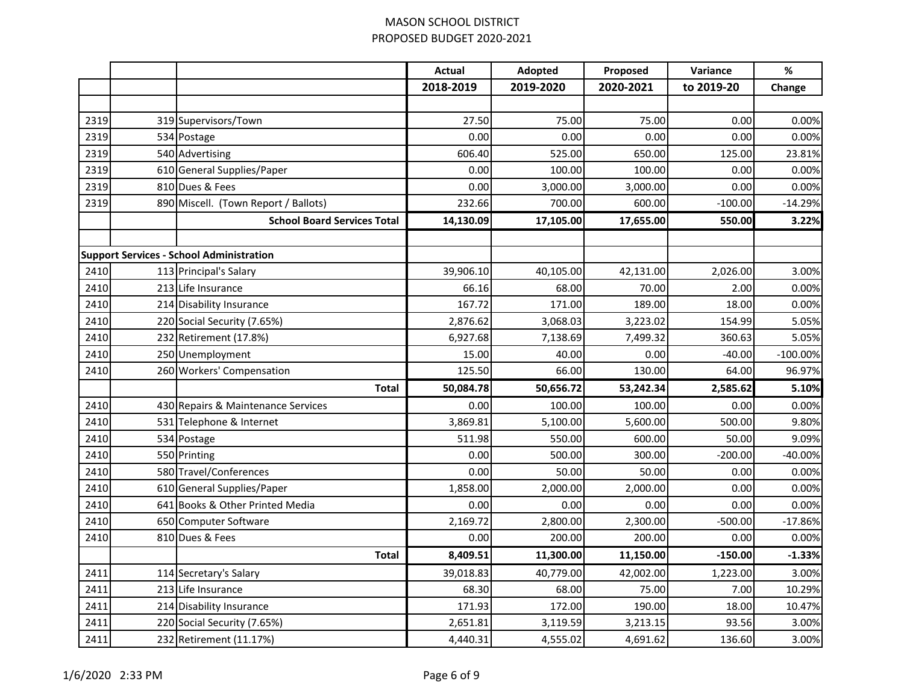# MASON SCHOOL DISTRICT

## PROPOSED BUDGET 2020-2021

| | | | Actual 2018-2019 | Adopted 2019-2020 | Proposed 2020-2021 | Variance to 2019-20 | % Change |
|---|---|---|---|---|---|---|---|
| 2319 | 319 | Supervisors/Town | 27.50 | 75.00 | 75.00 | 0.00 | 0.00% |
| 2319 | 534 | Postage | 0.00 | 0.00 | 0.00 | 0.00 | 0.00% |
| 2319 | 540 | Advertising | 606.40 | 525.00 | 650.00 | 125.00 | 23.81% |
| 2319 | 610 | General Supplies/Paper | 0.00 | 100.00 | 100.00 | 0.00 | 0.00% |
| 2319 | 810 | Dues & Fees | 0.00 | 3,000.00 | 3,000.00 | 0.00 | 0.00% |
| 2319 | 890 | Miscell. (Town Report / Ballots) | 232.66 | 700.00 | 600.00 | -100.00 | -14.29% |
| | | **School Board Services Total** | **14,130.09** | **17,105.00** | **17,655.00** | **550.00** | **3.22%** |
| | | | | | | | |
| **Support Services - School Administration** | | | | | | | |
| 2410 | 113 | Principal's Salary | 39,906.10 | 40,105.00 | 42,131.00 | 2,026.00 | 3.00% |
| 2410 | 213 | Life Insurance | 66.16 | 68.00 | 70.00 | 2.00 | 0.00% |
| 2410 | 214 | Disability Insurance | 167.72 | 171.00 | 189.00 | 18.00 | 0.00% |
| 2410 | 220 | Social Security (7.65%) | 2,876.62 | 3,068.03 | 3,223.02 | 154.99 | 5.05% |
| 2410 | 232 | Retirement (17.8%) | 6,927.68 | 7,138.69 | 7,499.32 | 360.63 | 5.05% |
| 2410 | 250 | Unemployment | 15.00 | 40.00 | 0.00 | -40.00 | -100.00% |
| 2410 | 260 | Workers' Compensation | 125.50 | 66.00 | 130.00 | 64.00 | 96.97% |
| | | **Total** | **50,084.78** | **50,656.72** | **53,242.34** | **2,585.62** | **5.10%** |
| 2410 | 430 | Repairs & Maintenance Services | 0.00 | 100.00 | 100.00 | 0.00 | 0.00% |
| 2410 | 531 | Telephone & Internet | 3,869.81 | 5,100.00 | 5,600.00 | 500.00 | 9.80% |
| 2410 | 534 | Postage | 511.98 | 550.00 | 600.00 | 50.00 | 9.09% |
| 2410 | 550 | Printing | 0.00 | 500.00 | 300.00 | -200.00 | -40.00% |
| 2410 | 580 | Travel/Conferences | 0.00 | 50.00 | 50.00 | 0.00 | 0.00% |
| 2410 | 610 | General Supplies/Paper | 1,858.00 | 2,000.00 | 2,000.00 | 0.00 | 0.00% |
| 2410 | 641 | Books & Other Printed Media | 0.00 | 0.00 | 0.00 | 0.00 | 0.00% |
| 2410 | 650 | Computer Software | 2,169.72 | 2,800.00 | 2,300.00 | -500.00 | -17.86% |
| 2410 | 810 | Dues & Fees | 0.00 | 200.00 | 200.00 | 0.00 | 0.00% |
| | | **Total** | **8,409.51** | **11,300.00** | **11,150.00** | **-150.00** | **-1.33%** |
| 2411 | 114 | Secretary's Salary | 39,018.83 | 40,779.00 | 42,002.00 | 1,223.00 | 3.00% |
| 2411 | 213 | Life Insurance | 68.30 | 68.00 | 75.00 | 7.00 | 10.29% |
| 2411 | 214 | Disability Insurance | 171.93 | 172.00 | 190.00 | 18.00 | 10.47% |
| 2411 | 220 | Social Security (7.65%) | 2,651.81 | 3,119.59 | 3,213.15 | 93.56 | 3.00% |
| 2411 | 232 | Retirement (11.17%) | 4,440.31 | 4,555.02 | 4,691.62 | 136.60 | 3.00% |

1/6/2020 2:33 PM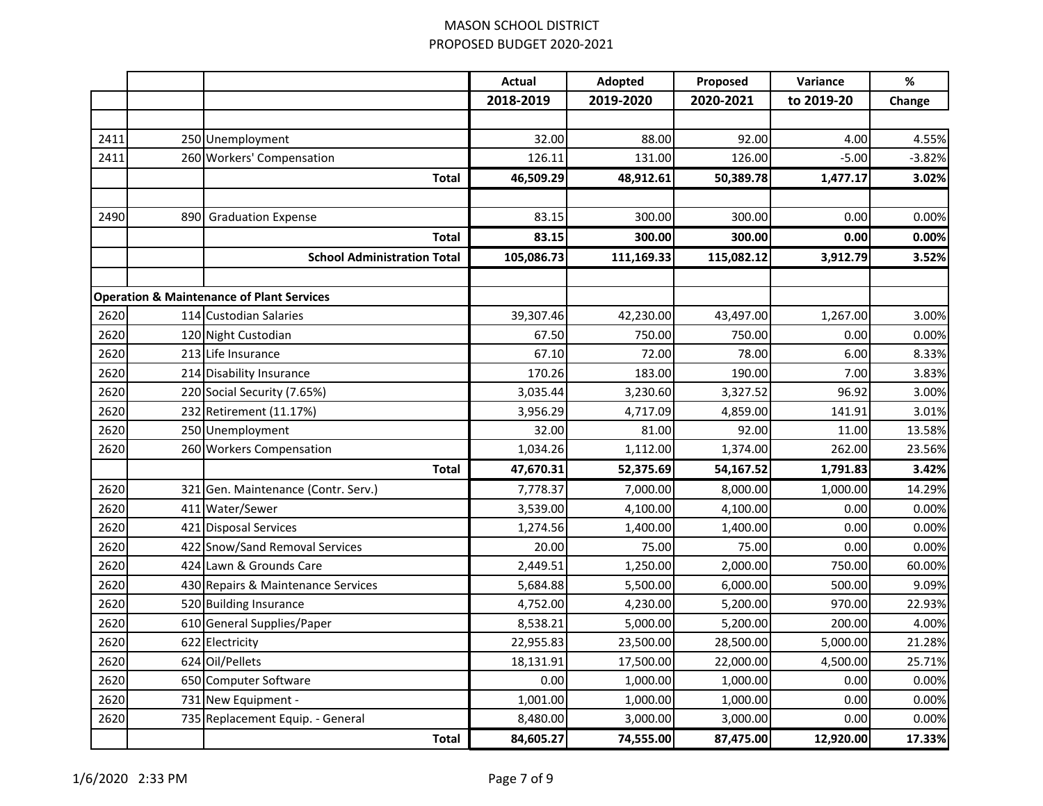MASON SCHOOL DISTRICT

PROPOSED BUDGET 2020-2021

| | | | Actual 2018-2019 | Adopted 2019-2020 | Proposed 2020-2021 | Variance to 2019-20 | % Change |
|---|---|---|---|---|---|---|---|
| 2411 | 250 | Unemployment | 32.00 | 88.00 | 92.00 | 4.00 | 4.55% |
| 2411 | 260 | Workers' Compensation | 126.11 | 131.00 | 126.00 | -5.00 | -3.82% |
| | | **Total** | **46,509.29** | **48,912.61** | **50,389.78** | **1,477.17** | **3.02%** |
| | | | | | | | |
| 2490 | 890 | Graduation Expense | 83.15 | 300.00 | 300.00 | 0.00 | 0.00% |
| | | **Total** | **83.15** | **300.00** | **300.00** | **0.00** | **0.00%** |
| | | **School Administration Total** | **105,086.73** | **111,169.33** | **115,082.12** | **3,912.79** | **3.52%** |
| | | | | | | | |
| **Operation & Maintenance of Plant Services** | | | | | | | |
| 2620 | 114 | Custodian Salaries | 39,307.46 | 42,230.00 | 43,497.00 | 1,267.00 | 3.00% |
| 2620 | 120 | Night Custodian | 67.50 | 750.00 | 750.00 | 0.00 | 0.00% |
| 2620 | 213 | Life Insurance | 67.10 | 72.00 | 78.00 | 6.00 | 8.33% |
| 2620 | 214 | Disability Insurance | 170.26 | 183.00 | 190.00 | 7.00 | 3.83% |
| 2620 | 220 | Social Security (7.65%) | 3,035.44 | 3,230.60 | 3,327.52 | 96.92 | 3.00% |
| 2620 | 232 | Retirement (11.17%) | 3,956.29 | 4,717.09 | 4,859.00 | 141.91 | 3.01% |
| 2620 | 250 | Unemployment | 32.00 | 81.00 | 92.00 | 11.00 | 13.58% |
| 2620 | 260 | Workers Compensation | 1,034.26 | 1,112.00 | 1,374.00 | 262.00 | 23.56% |
| | | **Total** | **47,670.31** | **52,375.69** | **54,167.52** | **1,791.83** | **3.42%** |
| 2620 | 321 | Gen. Maintenance (Contr. Serv.) | 7,778.37 | 7,000.00 | 8,000.00 | 1,000.00 | 14.29% |
| 2620 | 411 | Water/Sewer | 3,539.00 | 4,100.00 | 4,100.00 | 0.00 | 0.00% |
| 2620 | 421 | Disposal Services | 1,274.56 | 1,400.00 | 1,400.00 | 0.00 | 0.00% |
| 2620 | 422 | Snow/Sand Removal Services | 20.00 | 75.00 | 75.00 | 0.00 | 0.00% |
| 2620 | 424 | Lawn & Grounds Care | 2,449.51 | 1,250.00 | 2,000.00 | 750.00 | 60.00% |
| 2620 | 430 | Repairs & Maintenance Services | 5,684.88 | 5,500.00 | 6,000.00 | 500.00 | 9.09% |
| 2620 | 520 | Building Insurance | 4,752.00 | 4,230.00 | 5,200.00 | 970.00 | 22.93% |
| 2620 | 610 | General Supplies/Paper | 8,538.21 | 5,000.00 | 5,200.00 | 200.00 | 4.00% |
| 2620 | 622 | Electricity | 22,955.83 | 23,500.00 | 28,500.00 | 5,000.00 | 21.28% |
| 2620 | 624 | Oil/Pellets | 18,131.91 | 17,500.00 | 22,000.00 | 4,500.00 | 25.71% |
| 2620 | 650 | Computer Software | 0.00 | 1,000.00 | 1,000.00 | 0.00 | 0.00% |
| 2620 | 731 | New Equipment - | 1,001.00 | 1,000.00 | 1,000.00 | 0.00 | 0.00% |
| 2620 | 735 | Replacement Equip. - General | 8,480.00 | 3,000.00 | 3,000.00 | 0.00 | 0.00% |
| | | **Total** | **84,605.27** | **74,555.00** | **87,475.00** | **12,920.00** | **17.33%** |

1/6/2020 2:33 PM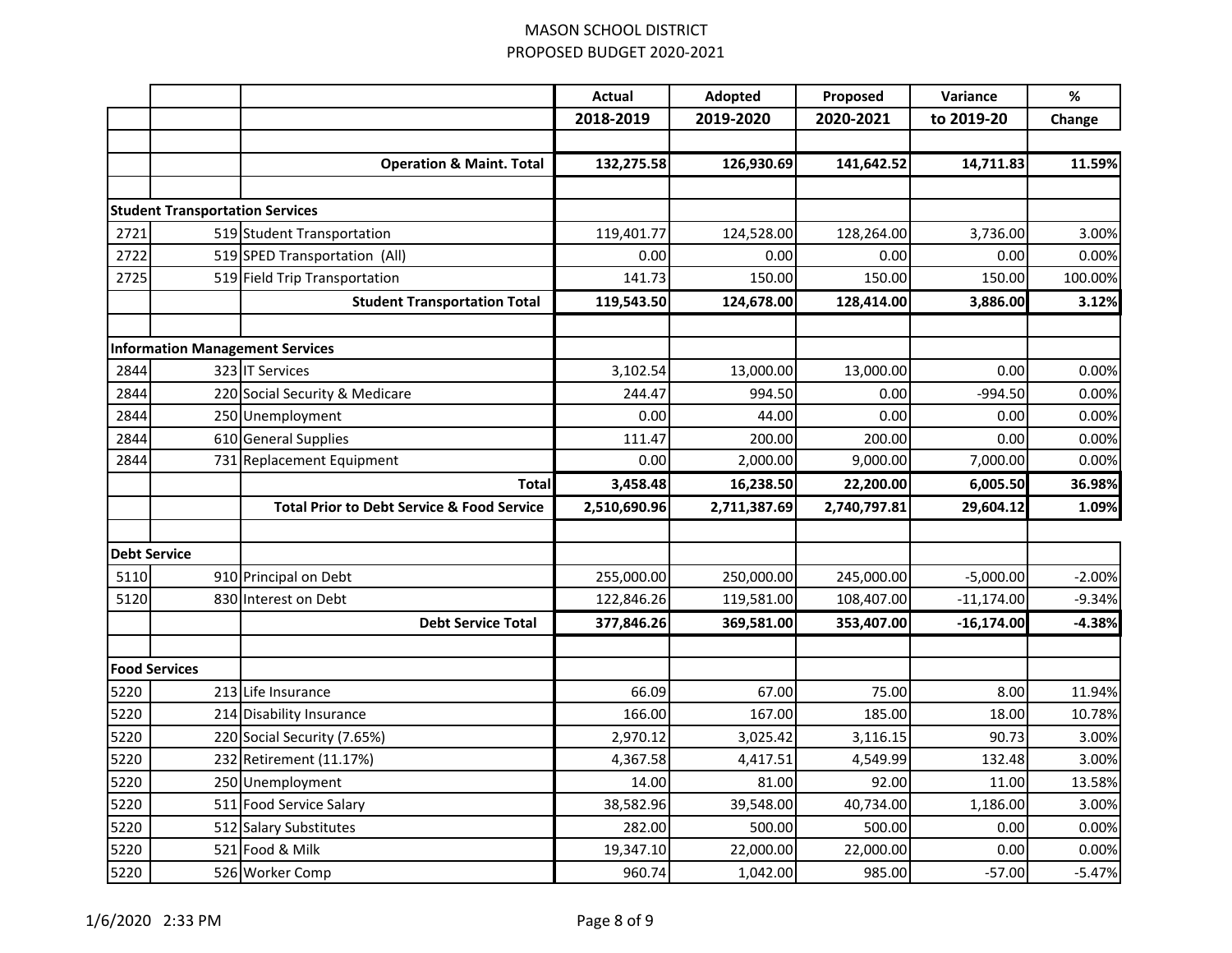MASON SCHOOL DISTRICT
PROPOSED BUDGET 2020-2021

| | | | Actual | Adopted | Proposed | Variance | % |
|---|---|---|---|---|---|---|---|
| | | | 2018-2019 | 2019-2020 | 2020-2021 | to 2019-20 | Change |
| | | | | | | | |
| | | **Operation & Maint. Total** | **132,275.58** | **126,930.69** | **141,642.52** | **14,711.83** | **11.59%** |
| | | | | | | | |
| **Student Transportation Services** | | | | | | | |
| 2721 | 519 | Student Transportation | 119,401.77 | 124,528.00 | 128,264.00 | 3,736.00 | 3.00% |
| 2722 | 519 | SPED Transportation (All) | 0.00 | 0.00 | 0.00 | 0.00 | 0.00% |
| 2725 | 519 | Field Trip Transportation | 141.73 | 150.00 | 150.00 | 150.00 | 100.00% |
| | | **Student Transportation Total** | **119,543.50** | **124,678.00** | **128,414.00** | **3,886.00** | **3.12%** |
| | | | | | | | |
| **Information Management Services** | | | | | | | |
| 2844 | 323 | IT Services | 3,102.54 | 13,000.00 | 13,000.00 | 0.00 | 0.00% |
| 2844 | 220 | Social Security & Medicare | 244.47 | 994.50 | 0.00 | -994.50 | 0.00% |
| 2844 | 250 | Unemployment | 0.00 | 44.00 | 0.00 | 0.00 | 0.00% |
| 2844 | 610 | General Supplies | 111.47 | 200.00 | 200.00 | 0.00 | 0.00% |
| 2844 | 731 | Replacement Equipment | 0.00 | 2,000.00 | 9,000.00 | 7,000.00 | 0.00% |
| | | **Total** | **3,458.48** | **16,238.50** | **22,200.00** | **6,005.50** | **36.98%** |
| | | **Total Prior to Debt Service & Food Service** | **2,510,690.96** | **2,711,387.69** | **2,740,797.81** | **29,604.12** | **1.09%** |
| | | | | | | | |
| **Debt Service** | | | | | | | |
| 5110 | 910 | Principal on Debt | 255,000.00 | 250,000.00 | 245,000.00 | -5,000.00 | -2.00% |
| 5120 | 830 | Interest on Debt | 122,846.26 | 119,581.00 | 108,407.00 | -11,174.00 | -9.34% |
| | | **Debt Service Total** | **377,846.26** | **369,581.00** | **353,407.00** | **-16,174.00** | **-4.38%** |
| | | | | | | | |
| **Food Services** | | | | | | | |
| 5220 | 213 | Life Insurance | 66.09 | 67.00 | 75.00 | 8.00 | 11.94% |
| 5220 | 214 | Disability Insurance | 166.00 | 167.00 | 185.00 | 18.00 | 10.78% |
| 5220 | 220 | Social Security (7.65%) | 2,970.12 | 3,025.42 | 3,116.15 | 90.73 | 3.00% |
| 5220 | 232 | Retirement (11.17%) | 4,367.58 | 4,417.51 | 4,549.99 | 132.48 | 3.00% |
| 5220 | 250 | Unemployment | 14.00 | 81.00 | 92.00 | 11.00 | 13.58% |
| 5220 | 511 | Food Service Salary | 38,582.96 | 39,548.00 | 40,734.00 | 1,186.00 | 3.00% |
| 5220 | 512 | Salary Substitutes | 282.00 | 500.00 | 500.00 | 0.00 | 0.00% |
| 5220 | 521 | Food & Milk | 19,347.10 | 22,000.00 | 22,000.00 | 0.00 | 0.00% |
| 5220 | 526 | Worker Comp | 960.74 | 1,042.00 | 985.00 | -57.00 | -5.47% |

1/6/2020 2:33 PM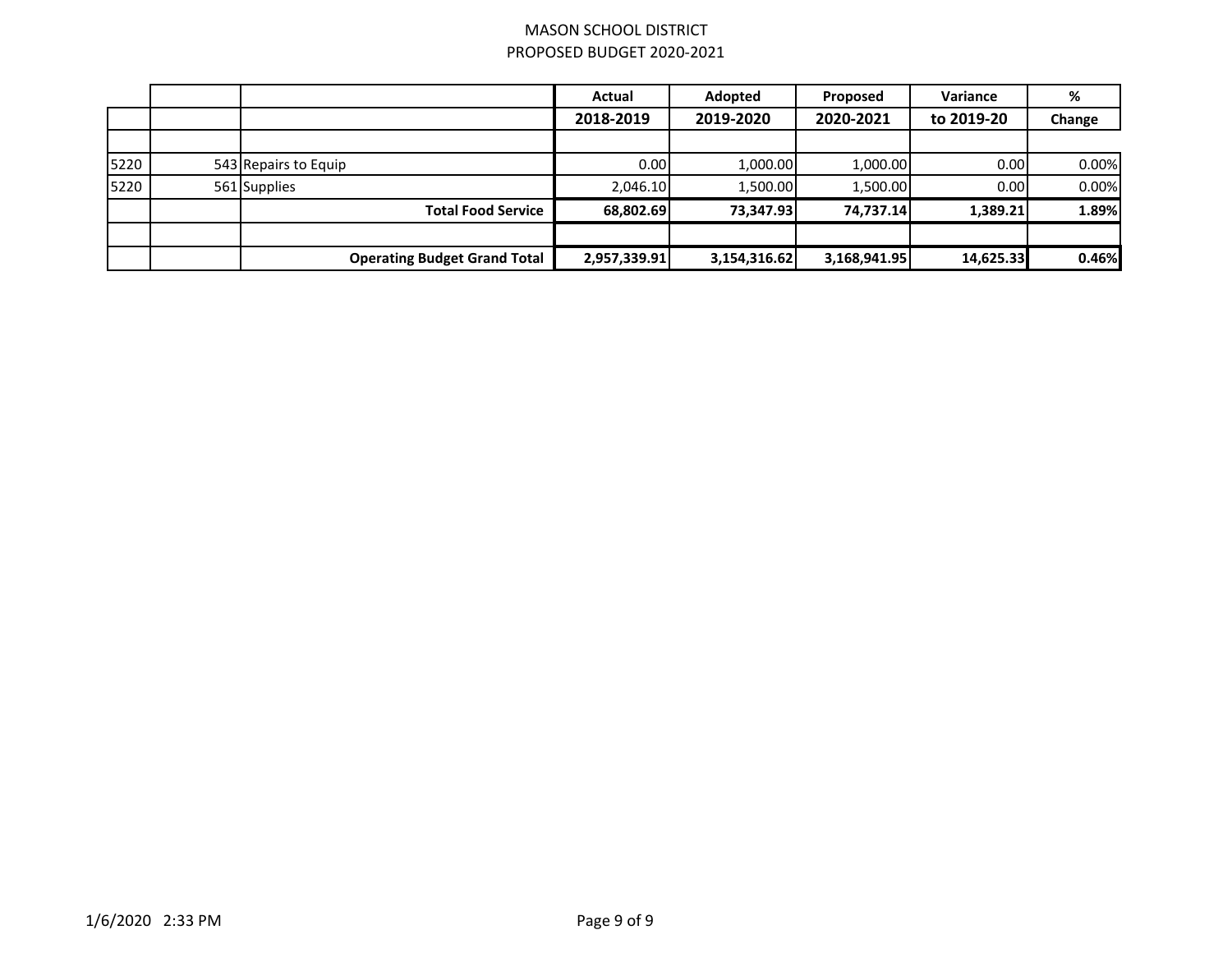MASON SCHOOL DISTRICT
PROPOSED BUDGET 2020-2021

| | | | Actual 2018-2019 | Adopted 2019-2020 | Proposed 2020-2021 | Variance to 2019-20 | % Change |
|---|---|---|---|---|---|---|---|
| | | | | | | | |
| 5220 | 543 | Repairs to Equip | 0.00 | 1,000.00 | 1,000.00 | 0.00 | 0.00% |
| 5220 | 561 | Supplies | 2,046.10 | 1,500.00 | 1,500.00 | 0.00 | 0.00% |
| | | **Total Food Service** | **68,802.69** | **73,347.93** | **74,737.14** | **1,389.21** | **1.89%** |
| | | | | | | | |
| | | **Operating Budget Grand Total** | **2,957,339.91** | **3,154,316.62** | **3,168,941.95** | **14,625.33** | **0.46%** |

1/6/2020 2:33 PM